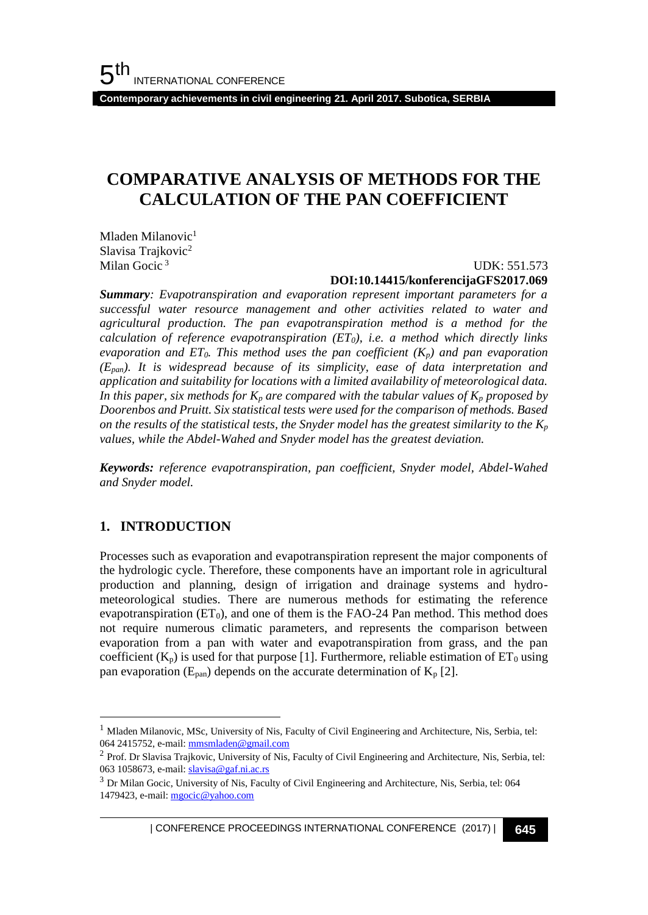# COMPARATIVE ANALYSIS OF METHODS FOR THE CALCULATION OF THE PAN COEFFICIENT

Mladen Milanovic[1]
Slavisa Trajkovic[2]
Milan Gocic[3]

UDK: 551.573
**DOI:10.14415/konferencijaGFS2017.069**

***Summary**: Evapotranspiration and evaporation represent important parameters for a successful water resource management and other activities related to water and agricultural production. The pan evapotranspiration method is a method for the calculation of reference evapotranspiration ($ET_0$), i.e. a method which directly links evaporation and $ET_0$. This method uses the pan coefficient ($K_p$) and pan evaporation ($E_{pan}$). It is widespread because of its simplicity, ease of data interpretation and application and suitability for locations with a limited availability of meteorological data. In this paper, six methods for $K_p$ are compared with the tabular values of $K_p$ proposed by Doorenbos and Pruitt. Six statistical tests were used for the comparison of methods. Based on the results of the statistical tests, the Snyder model has the greatest similarity to the $K_p$ values, while the Abdel-Wahed and Snyder model has the greatest deviation.*

***Keywords:** reference evapotranspiration, pan coefficient, Snyder model, Abdel-Wahed and Snyder model.*

## 1. INTRODUCTION

Processes such as evaporation and evapotranspiration represent the major components of the hydrologic cycle. Therefore, these components have an important role in agricultural production and planning, design of irrigation and drainage systems and hydro-meteorological studies. There are numerous methods for estimating the reference evapotranspiration ($ET_0$), and one of them is the FAO-24 Pan method. This method does not require numerous climatic parameters, and represents the comparison between evaporation from a pan with water and evapotranspiration from grass, and the pan coefficient ($K_p$) is used for that purpose [1]. Furthermore, reliable estimation of $ET_0$ using pan evaporation ($E_{pan}$) depends on the accurate determination of $K_p$ [2].

---

[1] Mladen Milanovic, MSc, University of Nis, Faculty of Civil Engineering and Architecture, Nis, Serbia, tel: 064 2415752, e-mail: mmsmladen@gmail.com

[2] Prof. Dr Slavisa Trajkovic, University of Nis, Faculty of Civil Engineering and Architecture, Nis, Serbia, tel: 063 1058673, e-mail: slavisa@gaf.ni.ac.rs

[3] Dr Milan Gocic, University of Nis, Faculty of Civil Engineering and Architecture, Nis, Serbia, tel: 064 1479423, e-mail: mgocic@yahoo.com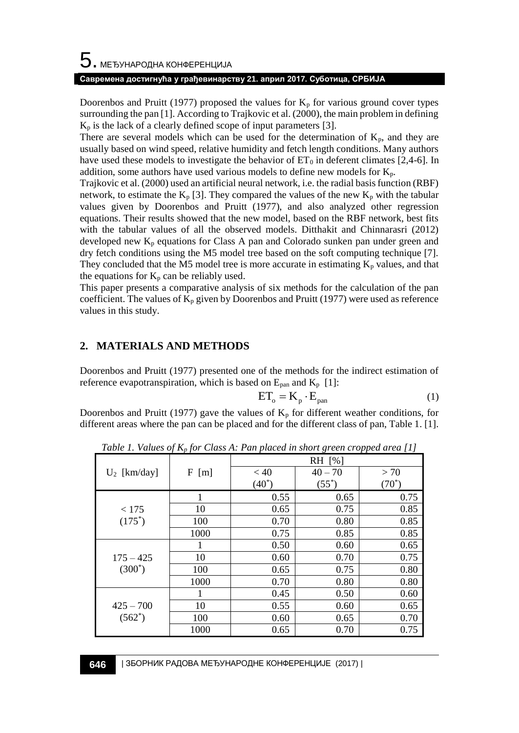Doorenbos and Pruitt (1977) proposed the values for $K_p$ for various ground cover types surrounding the pan [1]. According to Trajkovic et al. (2000), the main problem in defining $K_p$ is the lack of a clearly defined scope of input parameters [3].

There are several models which can be used for the determination of $K_p$, and they are usually based on wind speed, relative humidity and fetch length conditions. Many authors have used these models to investigate the behavior of $ET_0$ in deferent climates [2,4-6]. In addition, some authors have used various models to define new models for $K_p$.

Trajkovic et al. (2000) used an artificial neural network, i.e. the radial basis function (RBF) network, to estimate the $K_p$ [3]. They compared the values of the new $K_p$ with the tabular values given by Doorenbos and Pruitt (1977), and also analyzed other regression equations. Their results showed that the new model, based on the RBF network, best fits with the tabular values of all the observed models. Ditthakit and Chinnarasri (2012) developed new $K_p$ equations for Class A pan and Colorado sunken pan under green and dry fetch conditions using the M5 model tree based on the soft computing technique [7]. They concluded that the M5 model tree is more accurate in estimating $K_p$ values, and that the equations for $K_p$ can be reliably used.

This paper presents a comparative analysis of six methods for the calculation of the pan coefficient. The values of $K_p$ given by Doorenbos and Pruitt (1977) were used as reference values in this study.

## 2. MATERIALS AND METHODS

Doorenbos and Pruitt (1977) presented one of the methods for the indirect estimation of reference evapotranspiration, which is based on $E_{pan}$ and $K_p$ [1]:

$$ET_o = K_p \cdot E_{pan} \tag{1}$$

Doorenbos and Pruitt (1977) gave the values of $K_p$ for different weather conditions, for different areas where the pan can be placed and for the different class of pan, Table 1. [1].

*Table 1. Values of $K_p$ for Class A: Pan placed in short green cropped area [1]*

| $U_2$ [km/day] | F [m] | RH [%] | | |
|---|---|---|---|---|
| | | < 40 ($40^*$) | 40 – 70 ($55^*$) | > 70 ($70^*$) |
| < 175 ($175^*$) | 1 | 0.55 | 0.65 | 0.75 |
| | 10 | 0.65 | 0.75 | 0.85 |
| | 100 | 0.70 | 0.80 | 0.85 |
| | 1000 | 0.75 | 0.85 | 0.85 |
| 175 – 425 ($300^*$) | 1 | 0.50 | 0.60 | 0.65 |
| | 10 | 0.60 | 0.70 | 0.75 |
| | 100 | 0.65 | 0.75 | 0.80 |
| | 1000 | 0.70 | 0.80 | 0.80 |
| 425 – 700 ($562^*$) | 1 | 0.45 | 0.50 | 0.60 |
| | 10 | 0.55 | 0.60 | 0.65 |
| | 100 | 0.60 | 0.65 | 0.70 |
| | 1000 | 0.65 | 0.70 | 0.75 |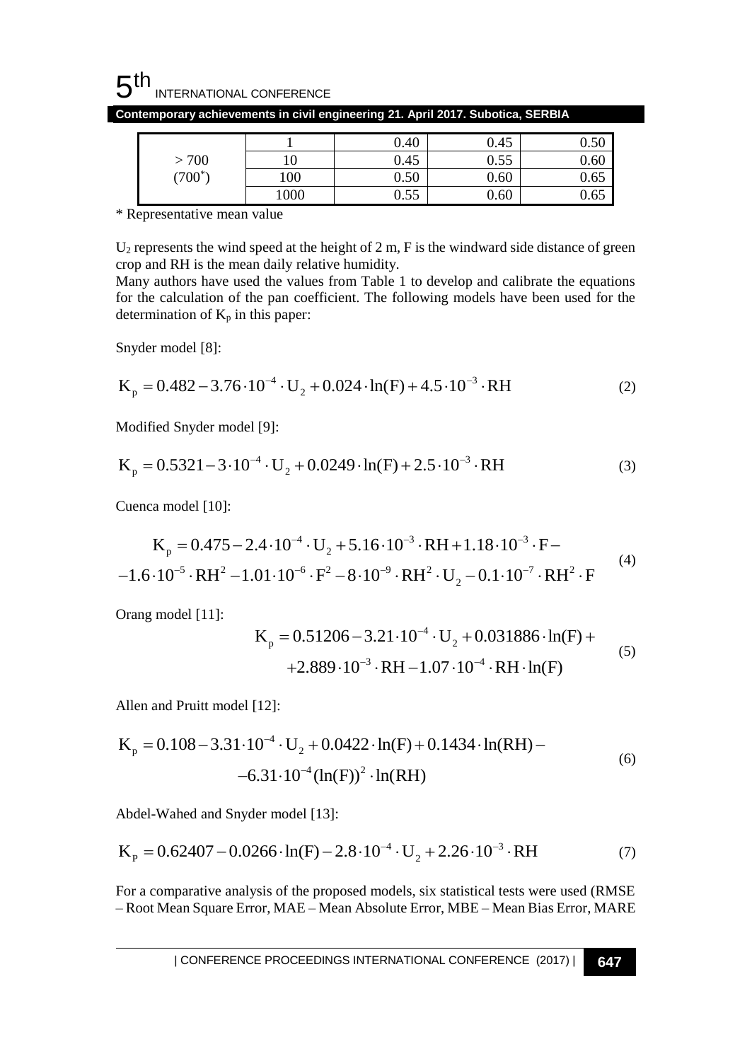|  |  |  |  |  |
|---|---|---|---|---|
| > 700 (700*) | 1 | 0.40 | 0.45 | 0.50 |
|  | 10 | 0.45 | 0.55 | 0.60 |
|  | 100 | 0.50 | 0.60 | 0.65 |
|  | 1000 | 0.55 | 0.60 | 0.65 |

\* Representative mean value

$U_2$ represents the wind speed at the height of 2 m, F is the windward side distance of green crop and RH is the mean daily relative humidity.

Many authors have used the values from Table 1 to develop and calibrate the equations for the calculation of the pan coefficient. The following models have been used for the determination of $K_p$ in this paper:

Snyder model [8]:

$$K_p = 0.482 - 3.76 \cdot 10^{-4} \cdot U_2 + 0.024 \cdot \ln(F) + 4.5 \cdot 10^{-3} \cdot RH \tag{2}$$

Modified Snyder model [9]:

$$K_p = 0.5321 - 3 \cdot 10^{-4} \cdot U_2 + 0.0249 \cdot \ln(F) + 2.5 \cdot 10^{-3} \cdot RH \tag{3}$$

Cuenca model [10]:

$$\begin{aligned} K_p &= 0.475 - 2.4 \cdot 10^{-4} \cdot U_2 + 5.16 \cdot 10^{-3} \cdot RH + 1.18 \cdot 10^{-3} \cdot F - \\ &-1.6 \cdot 10^{-5} \cdot RH^2 - 1.01 \cdot 10^{-6} \cdot F^2 - 8 \cdot 10^{-9} \cdot RH^2 \cdot U_2 - 0.1 \cdot 10^{-7} \cdot RH^2 \cdot F \end{aligned} \tag{4}$$

Orang model [11]:

$$\begin{aligned} K_p &= 0.51206 - 3.21 \cdot 10^{-4} \cdot U_2 + 0.031886 \cdot \ln(F) + \\ &+ 2.889 \cdot 10^{-3} \cdot RH - 1.07 \cdot 10^{-4} \cdot RH \cdot \ln(F) \end{aligned} \tag{5}$$

Allen and Pruitt model [12]:

$$\begin{aligned} K_p &= 0.108 - 3.31 \cdot 10^{-4} \cdot U_2 + 0.0422 \cdot \ln(F) + 0.1434 \cdot \ln(RH) - \\ &-6.31 \cdot 10^{-4} (\ln(F))^2 \cdot \ln(RH) \end{aligned} \tag{6}$$

Abdel-Wahed and Snyder model [13]:

$$K_P = 0.62407 - 0.0266 \cdot \ln(F) - 2.8 \cdot 10^{-4} \cdot U_2 + 2.26 \cdot 10^{-3} \cdot RH \tag{7}$$

For a comparative analysis of the proposed models, six statistical tests were used (RMSE – Root Mean Square Error, MAE – Mean Absolute Error, MBE – Mean Bias Error, MARE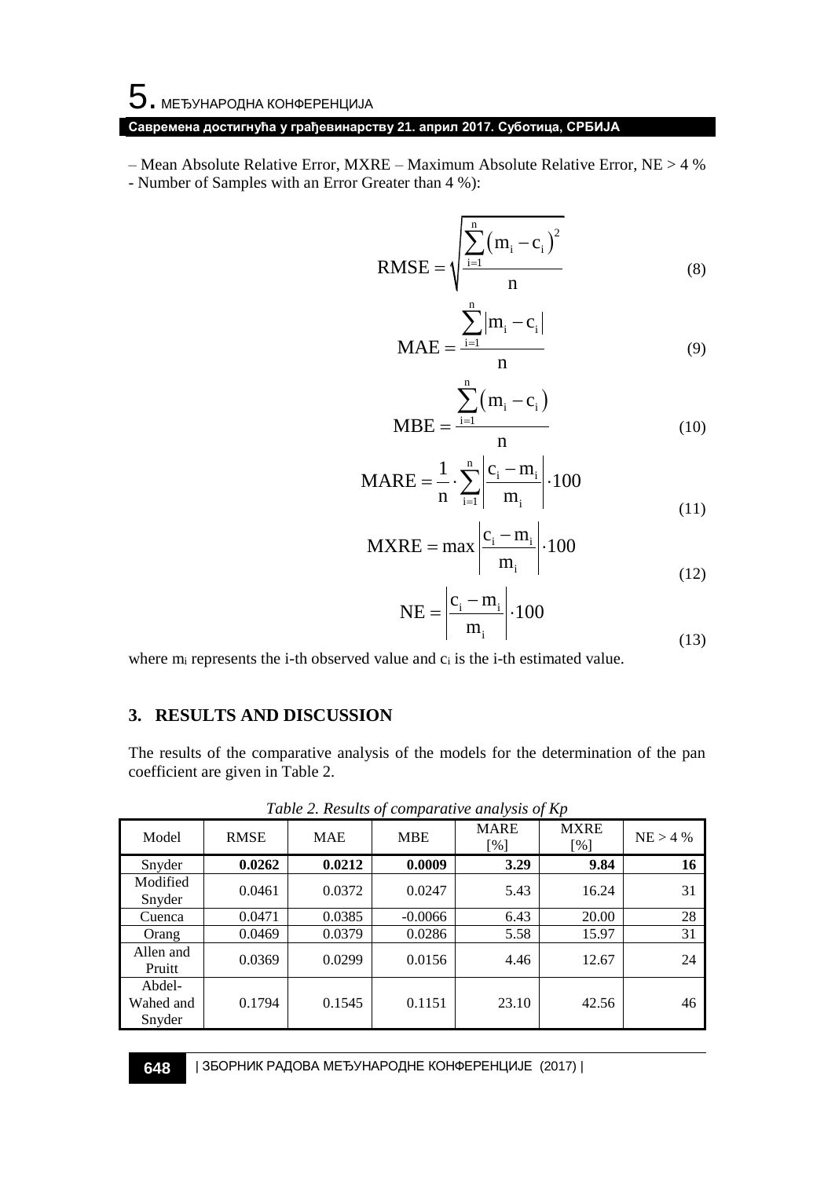– Mean Absolute Relative Error, MXRE – Maximum Absolute Relative Error, NE > 4 % - Number of Samples with an Error Greater than 4 %):

$$\mathrm{RMSE} = \sqrt{\frac{\sum_{i=1}^{n}\left(m_i - c_i\right)^2}{n}} \tag{8}$$

$$\mathrm{MAE} = \frac{\sum_{i=1}^{n}\left|m_i - c_i\right|}{n} \tag{9}$$

$$\mathrm{MBE} = \frac{\sum_{i=1}^{n}\left(m_i - c_i\right)}{n} \tag{10}$$

$$\mathrm{MARE} = \frac{1}{n} \cdot \sum_{i=1}^{n}\left|\frac{c_i - m_i}{m_i}\right| \cdot 100 \tag{11}$$

$$\mathrm{MXRE} = \max\left|\frac{c_i - m_i}{m_i}\right| \cdot 100 \tag{12}$$

$$\mathrm{NE} = \left|\frac{c_i - m_i}{m_i}\right| \cdot 100 \tag{13}$$

where $m_i$ represents the i-th observed value and $c_i$ is the i-th estimated value.

## 3. RESULTS AND DISCUSSION

The results of the comparative analysis of the models for the determination of the pan coefficient are given in Table 2.

*Table 2. Results of comparative analysis of Kp*

| Model | RMSE | MAE | MBE | MARE [%] | MXRE [%] | NE > 4 % |
|---|---|---|---|---|---|---|
| Snyder | **0.0262** | **0.0212** | **0.0009** | **3.29** | **9.84** | **16** |
| Modified Snyder | 0.0461 | 0.0372 | 0.0247 | 5.43 | 16.24 | 31 |
| Cuenca | 0.0471 | 0.0385 | -0.0066 | 6.43 | 20.00 | 28 |
| Orang | 0.0469 | 0.0379 | 0.0286 | 5.58 | 15.97 | 31 |
| Allen and Pruitt | 0.0369 | 0.0299 | 0.0156 | 4.46 | 12.67 | 24 |
| Abdel-Wahed and Snyder | 0.1794 | 0.1545 | 0.1151 | 23.10 | 42.56 | 46 |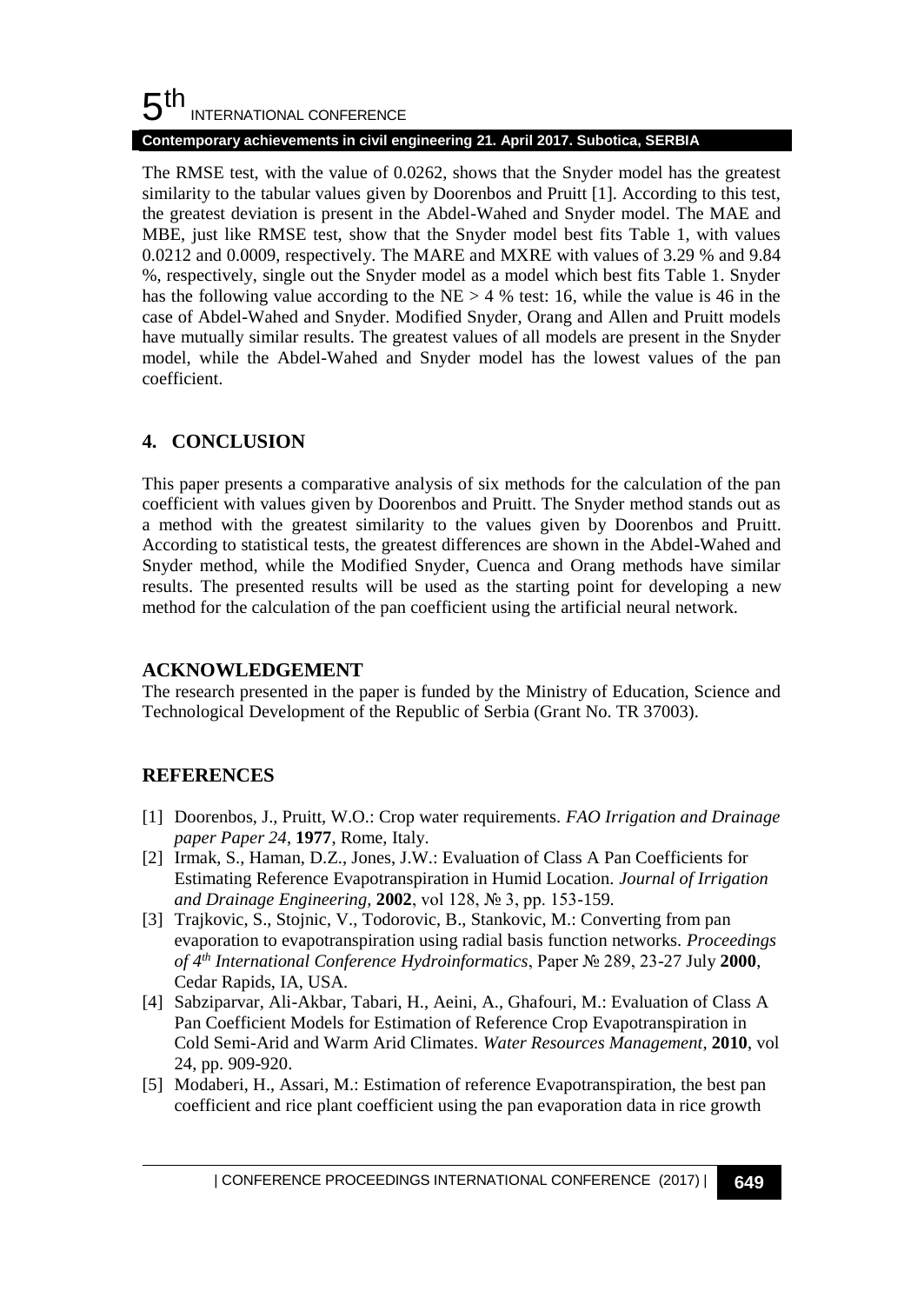The RMSE test, with the value of 0.0262, shows that the Snyder model has the greatest similarity to the tabular values given by Doorenbos and Pruitt [1]. According to this test, the greatest deviation is present in the Abdel-Wahed and Snyder model. The MAE and MBE, just like RMSE test, show that the Snyder model best fits Table 1, with values 0.0212 and 0.0009, respectively. The MARE and MXRE with values of 3.29 % and 9.84 %, respectively, single out the Snyder model as a model which best fits Table 1. Snyder has the following value according to the NE > 4 % test: 16, while the value is 46 in the case of Abdel-Wahed and Snyder. Modified Snyder, Orang and Allen and Pruitt models have mutually similar results. The greatest values of all models are present in the Snyder model, while the Abdel-Wahed and Snyder model has the lowest values of the pan coefficient.

## 4. CONCLUSION

This paper presents a comparative analysis of six methods for the calculation of the pan coefficient with values given by Doorenbos and Pruitt. The Snyder method stands out as a method with the greatest similarity to the values given by Doorenbos and Pruitt. According to statistical tests, the greatest differences are shown in the Abdel-Wahed and Snyder method, while the Modified Snyder, Cuenca and Orang methods have similar results. The presented results will be used as the starting point for developing a new method for the calculation of the pan coefficient using the artificial neural network.

## ACKNOWLEDGEMENT

The research presented in the paper is funded by the Ministry of Education, Science and Technological Development of the Republic of Serbia (Grant No. TR 37003).

## REFERENCES

[1] Doorenbos, J., Pruitt, W.O.: Crop water requirements. *FAO Irrigation and Drainage paper Paper 24*, **1977**, Rome, Italy.

[2] Irmak, S., Haman, D.Z., Jones, J.W.: Evaluation of Class A Pan Coefficients for Estimating Reference Evapotranspiration in Humid Location. *Journal of Irrigation and Drainage Engineering*, **2002**, vol 128, № 3, pp. 153-159.

[3] Trajkovic, S., Stojnic, V., Todorovic, B., Stankovic, M.: Converting from pan evaporation to evapotranspiration using radial basis function networks. *Proceedings of 4th International Conference Hydroinformatics*, Paper № 289, 23-27 July **2000**, Cedar Rapids, IA, USA.

[4] Sabziparvar, Ali-Akbar, Tabari, H., Aeini, A., Ghafouri, M.: Evaluation of Class A Pan Coefficient Models for Estimation of Reference Crop Evapotranspiration in Cold Semi-Arid and Warm Arid Climates. *Water Resources Management*, **2010**, vol 24, pp. 909-920.

[5] Modaberi, H., Assari, M.: Estimation of reference Evapotranspiration, the best pan coefficient and rice plant coefficient using the pan evaporation data in rice growth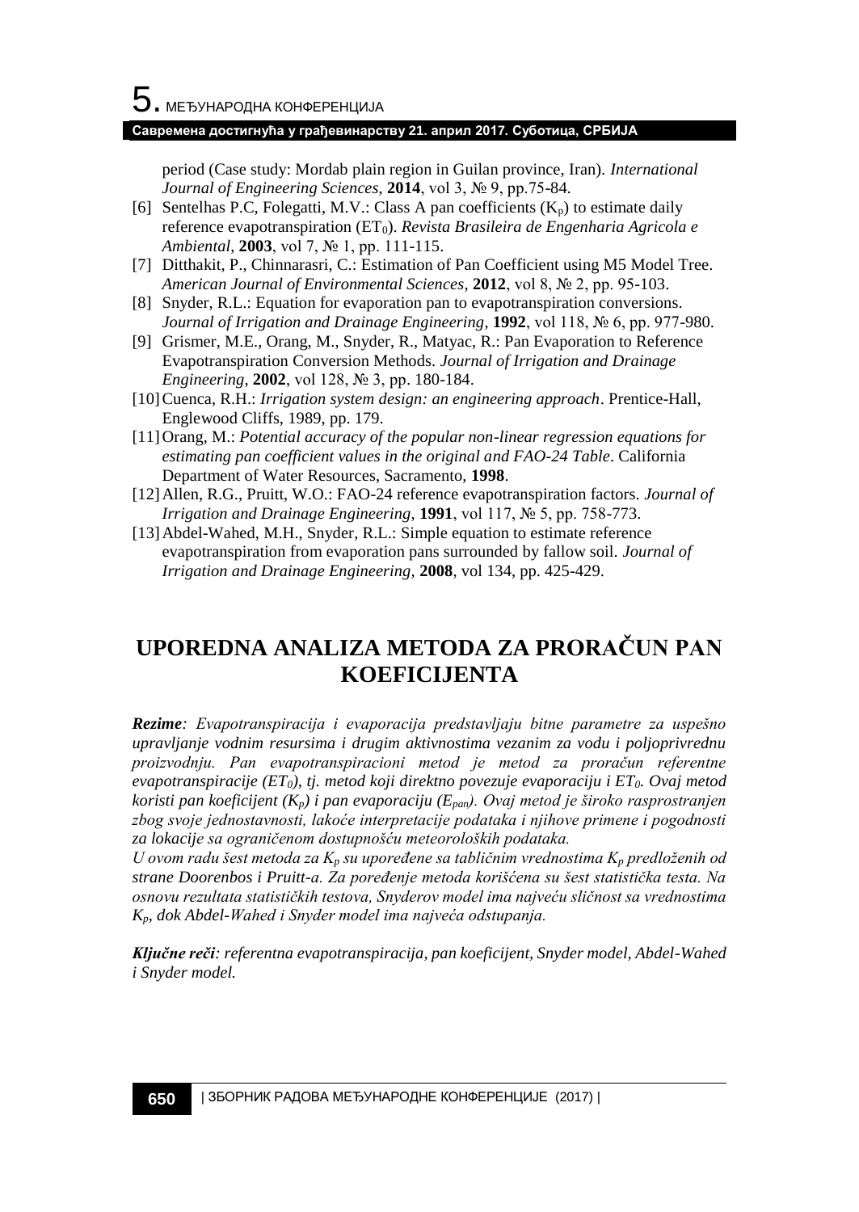period (Case study: Mordab plain region in Guilan province, Iran). *International Journal of Engineering Sciences*, **2014**, vol 3, № 9, pp.75-84.

[6] Sentelhas P.C, Folegatti, M.V.: Class A pan coefficients ($K_p$) to estimate daily reference evapotranspiration ($ET_0$). *Revista Brasileira de Engenharia Agricola e Ambiental*, **2003**, vol 7, № 1, pp. 111-115.

[7] Ditthakit, P., Chinnarasri, C.: Estimation of Pan Coefficient using M5 Model Tree. *American Journal of Environmental Sciences*, **2012**, vol 8, № 2, pp. 95-103.

[8] Snyder, R.L.: Equation for evaporation pan to evapotranspiration conversions. *Journal of Irrigation and Drainage Engineering*, **1992**, vol 118, № 6, pp. 977-980.

[9] Grismer, M.E., Orang, M., Snyder, R., Matyac, R.: Pan Evaporation to Reference Evapotranspiration Conversion Methods. *Journal of Irrigation and Drainage Engineering*, **2002**, vol 128, № 3, pp. 180-184.

[10] Cuenca, R.H.: *Irrigation system design: an engineering approach*. Prentice-Hall, Englewood Cliffs, 1989, pp. 179.

[11] Orang, M.: *Potential accuracy of the popular non-linear regression equations for estimating pan coefficient values in the original and FAO-24 Table*. California Department of Water Resources, Sacramento, **1998**.

[12] Allen, R.G., Pruitt, W.O.: FAO-24 reference evapotranspiration factors. *Journal of Irrigation and Drainage Engineering*, **1991**, vol 117, № 5, pp. 758-773.

[13] Abdel-Wahed, M.H., Snyder, R.L.: Simple equation to estimate reference evapotranspiration from evaporation pans surrounded by fallow soil. *Journal of Irrigation and Drainage Engineering*, **2008**, vol 134, pp. 425-429.

# UPOREDNA ANALIZA METODA ZA PRORAČUN PAN KOEFICIJENTA

***Rezime**: Evapotranspiracija i evaporacija predstavljaju bitne parametre za uspešno upravljanje vodnim resursima i drugim aktivnostima vezanim za vodu i poljoprivrednu proizvodnju. Pan evapotranspiracioni metod je metod za proračun referentne evapotranspiracije ($ET_0$), tj. metod koji direktno povezuje evaporaciju i $ET_0$. Ovaj metod koristi pan koeficijent ($K_p$) i pan evaporaciju ($E_{pan}$). Ovaj metod je široko rasprostranjen zbog svoje jednostavnosti, lakoće interpretacije podataka i njihove primene i pogodnosti za lokacije sa ograničenom dostupnošću meteoroloških podataka.*

*U ovom radu šest metoda za $K_p$ su upoređene sa tabličnim vrednostima $K_p$ predloženih od strane Doorenbos i Pruitt-a. Za poređenje metoda korišćena su šest statistička testa. Na osnovu rezultata statističkih testova, Snyderov model ima najveću sličnost sa vrednostima $K_p$, dok Abdel-Wahed i Snyder model ima najveća odstupanja.*

***Ključne reči**: referentna evapotranspiracija, pan koeficijent, Snyder model, Abdel-Wahed i Snyder model.*